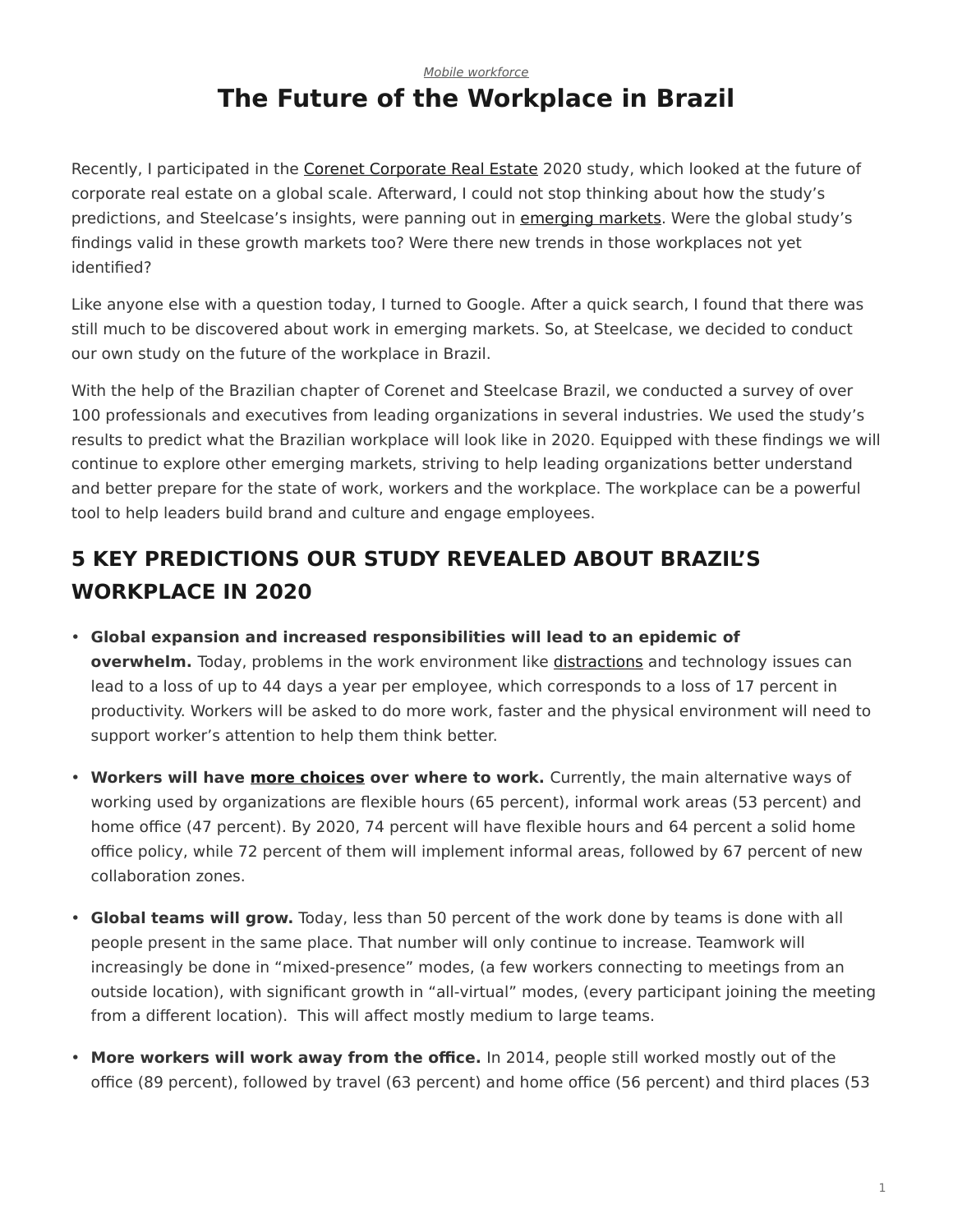*Mobile workforce*

# The Future of the Workplace in Brazil

Recently, I participated in the Corenet Corporate Real Estate 2020 study, which looked at the future of corporate real estate on a global scale. Afterward, I could not stop thinking about how the study's predictions, and Steelcase's insights, were panning out in emerging markets. Were the global study's findings valid in these growth markets too? Were there new trends in those workplaces not yet identified?

Like anyone else with a question today, I turned to Google. After a quick search, I found that there was still much to be discovered about work in emerging markets. So, at Steelcase, we decided to conduct our own study on the future of the workplace in Brazil.

With the help of the Brazilian chapter of Corenet and Steelcase Brazil, we conducted a survey of over 100 professionals and executives from leading organizations in several industries. We used the study's results to predict what the Brazilian workplace will look like in 2020. Equipped with these findings we will continue to explore other emerging markets, striving to help leading organizations better understand and better prepare for the state of work, workers and the workplace. The workplace can be a powerful tool to help leaders build brand and culture and engage employees.

## 5 KEY PREDICTIONS OUR STUDY REVEALED ABOUT BRAZIL'S WORKPLACE IN 2020

- **Global expansion and increased responsibilities will lead to an epidemic of overwhelm.** Today, problems in the work environment like distractions and technology issues can lead to a loss of up to 44 days a year per employee, which corresponds to a loss of 17 percent in productivity. Workers will be asked to do more work, faster and the physical environment will need to support worker's attention to help them think better.
- **Workers will have more choices over where to work.** Currently, the main alternative ways of working used by organizations are flexible hours (65 percent), informal work areas (53 percent) and home office (47 percent). By 2020, 74 percent will have flexible hours and 64 percent a solid home office policy, while 72 percent of them will implement informal areas, followed by 67 percent of new collaboration zones.
- **Global teams will grow.** Today, less than 50 percent of the work done by teams is done with all people present in the same place. That number will only continue to increase. Teamwork will increasingly be done in "mixed-presence" modes, (a few workers connecting to meetings from an outside location), with significant growth in "all-virtual" modes, (every participant joining the meeting from a different location). This will affect mostly medium to large teams.
- **More workers will work away from the office.** In 2014, people still worked mostly out of the office (89 percent), followed by travel (63 percent) and home office (56 percent) and third places (53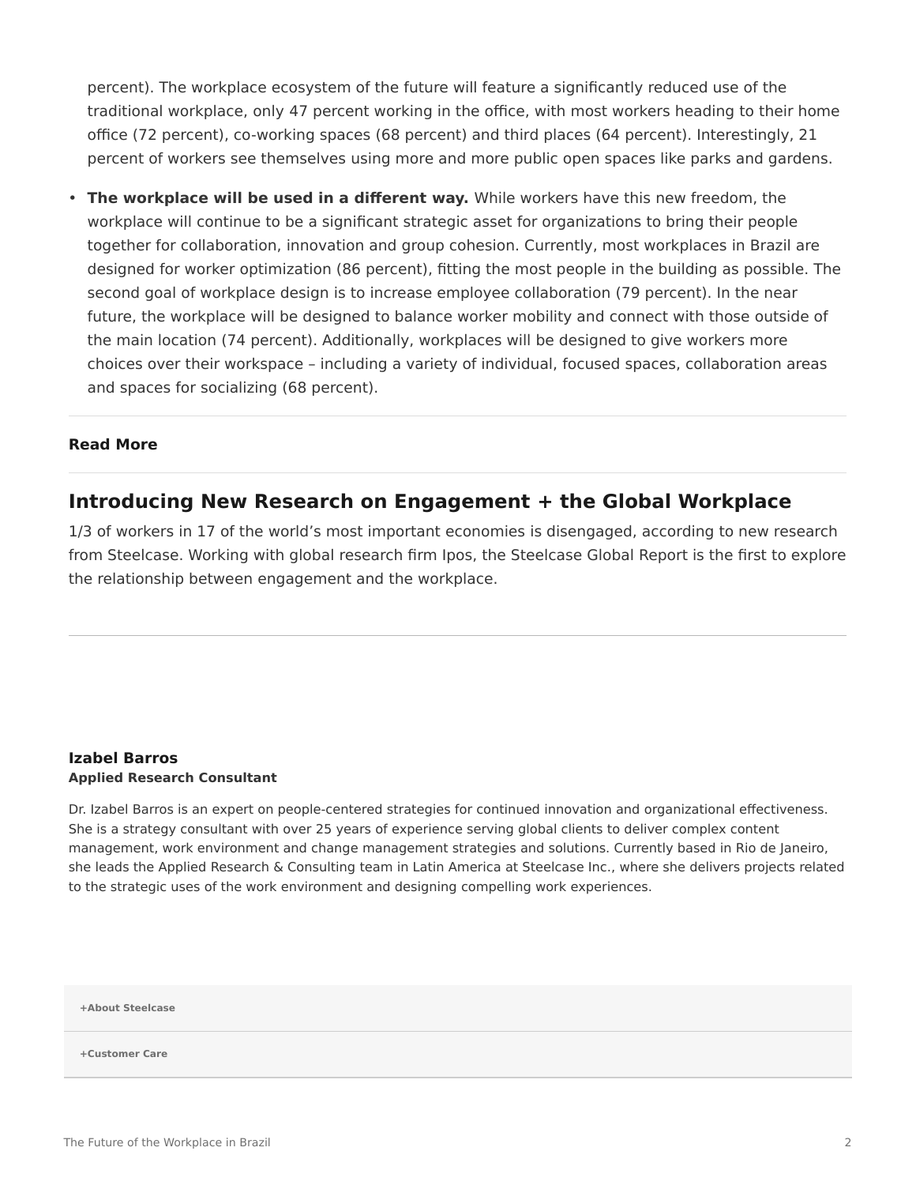percent). The workplace ecosystem of the future will feature a significantly reduced use of the traditional workplace, only 47 percent working in the office, with most workers heading to their home office (72 percent), co-working spaces (68 percent) and third places (64 percent). Interestingly, 21 percent of workers see themselves using more and more public open spaces like parks and gardens.

- **The workplace will be used in a different way.** While workers have this new freedom, the workplace will continue to be a significant strategic asset for organizations to bring their people together for collaboration, innovation and group cohesion. Currently, most workplaces in Brazil are designed for worker optimization (86 percent), fitting the most people in the building as possible. The second goal of workplace design is to increase employee collaboration (79 percent). In the near future, the workplace will be designed to balance worker mobility and connect with those outside of the main location (74 percent). Additionally, workplaces will be designed to give workers more choices over their workspace – including a variety of individual, focused spaces, collaboration areas and spaces for socializing (68 percent).

**Read More**

## Introducing New Research on Engagement + the Global Workplace

1/3 of workers in 17 of the world's most important economies is disengaged, according to new research from Steelcase. Working with global research firm Ipos, the Steelcase Global Report is the first to explore the relationship between engagement and the workplace.

**Izabel Barros**
**Applied Research Consultant**

Dr. Izabel Barros is an expert on people-centered strategies for continued innovation and organizational effectiveness. She is a strategy consultant with over 25 years of experience serving global clients to deliver complex content management, work environment and change management strategies and solutions. Currently based in Rio de Janeiro, she leads the Applied Research & Consulting team in Latin America at Steelcase Inc., where she delivers projects related to the strategic uses of the work environment and designing compelling work experiences.

**+About Steelcase**

**+Customer Care**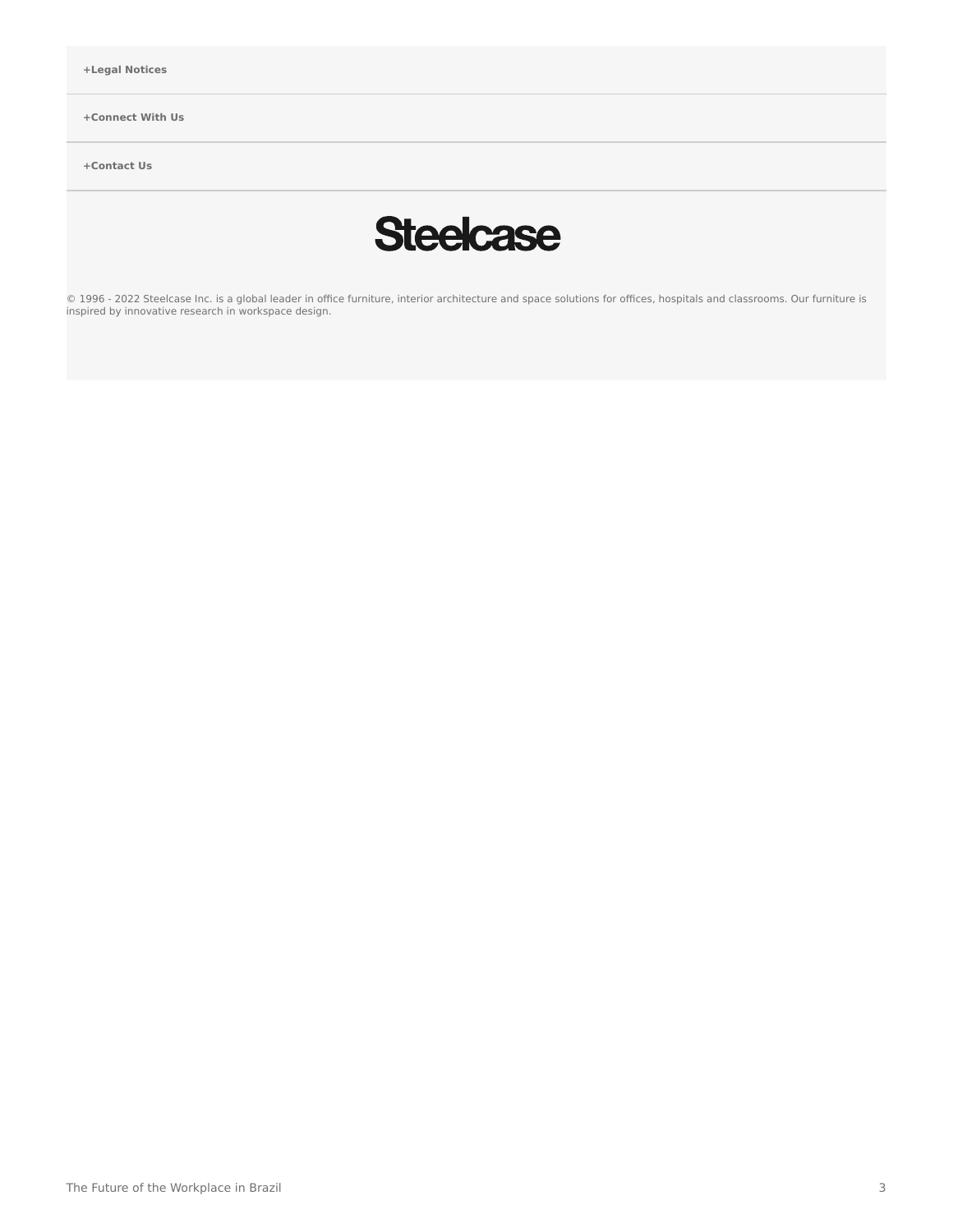+Legal Notices

+Connect With Us

+Contact Us

Steelcase

© 1996 - 2022 Steelcase Inc. is a global leader in office furniture, interior architecture and space solutions for offices, hospitals and classrooms. Our furniture is inspired by innovative research in workspace design.